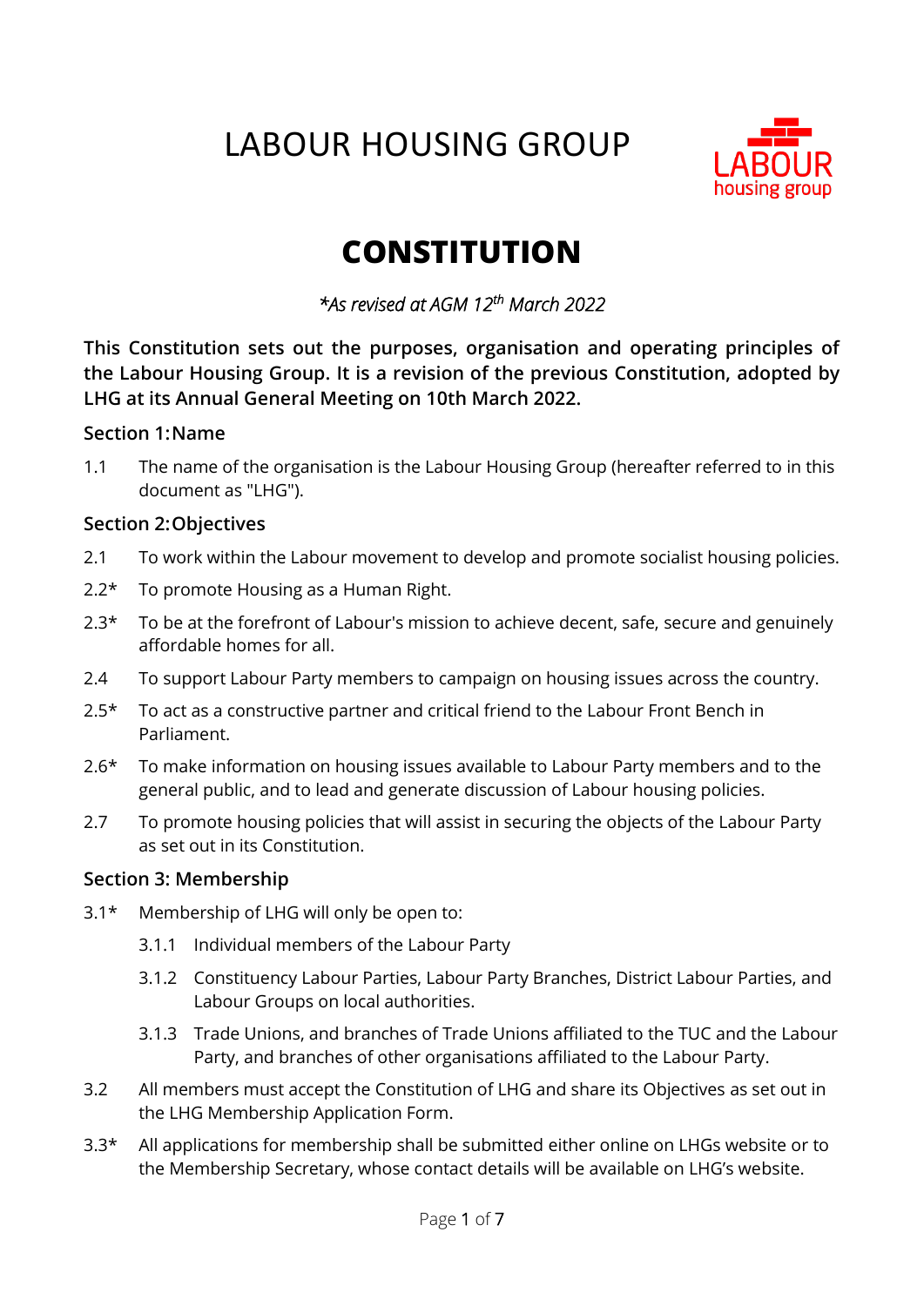# LABOUR HOUSING GROUP

## CONSTITUTION

*\*As revised at AGM 12th March 2022*

**This Constitution sets out the purposes, organisation and operating principles of the Labour Housing Group. It is a revision of the previous Constitution, adopted by LHG at its Annual General Meeting on 10th March 2022.**

### Section 1: Name

1.1 The name of the organisation is the Labour Housing Group (hereafter referred to in this document as "LHG").

### Section 2: Objectives

2.1 To work within the Labour movement to develop and promote socialist housing policies.

2.2* To promote Housing as a Human Right.

2.3* To be at the forefront of Labour's mission to achieve decent, safe, secure and genuinely affordable homes for all.

2.4 To support Labour Party members to campaign on housing issues across the country.

2.5* To act as a constructive partner and critical friend to the Labour Front Bench in Parliament.

2.6* To make information on housing issues available to Labour Party members and to the general public, and to lead and generate discussion of Labour housing policies.

2.7 To promote housing policies that will assist in securing the objects of the Labour Party as set out in its Constitution.

### Section 3: Membership

3.1* Membership of LHG will only be open to:

- 3.1.1 Individual members of the Labour Party
- 3.1.2 Constituency Labour Parties, Labour Party Branches, District Labour Parties, and Labour Groups on local authorities.
- 3.1.3 Trade Unions, and branches of Trade Unions affiliated to the TUC and the Labour Party, and branches of other organisations affiliated to the Labour Party.

3.2 All members must accept the Constitution of LHG and share its Objectives as set out in the LHG Membership Application Form.

3.3* All applications for membership shall be submitted either online on LHGs website or to the Membership Secretary, whose contact details will be available on LHG's website.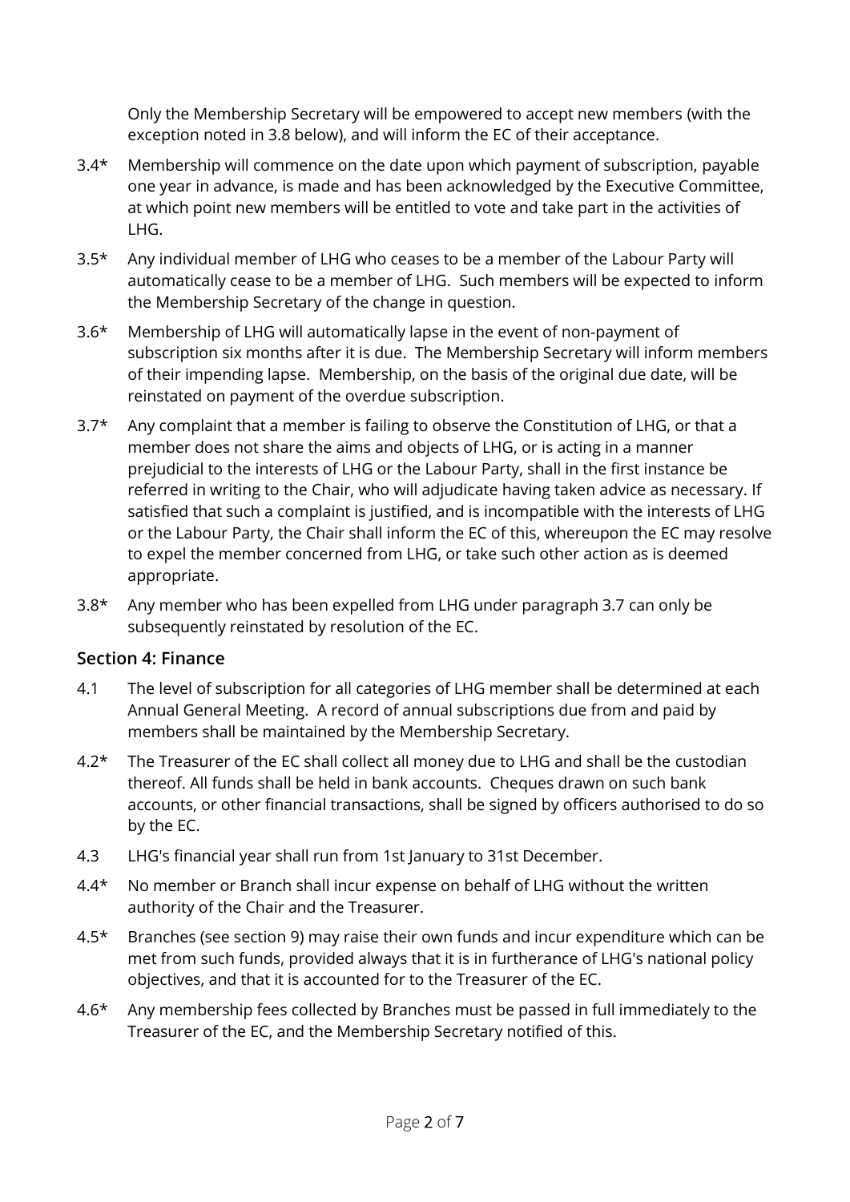Only the Membership Secretary will be empowered to accept new members (with the exception noted in 3.8 below), and will inform the EC of their acceptance.

3.4* Membership will commence on the date upon which payment of subscription, payable one year in advance, is made and has been acknowledged by the Executive Committee, at which point new members will be entitled to vote and take part in the activities of LHG.

3.5* Any individual member of LHG who ceases to be a member of the Labour Party will automatically cease to be a member of LHG. Such members will be expected to inform the Membership Secretary of the change in question.

3.6* Membership of LHG will automatically lapse in the event of non-payment of subscription six months after it is due. The Membership Secretary will inform members of their impending lapse. Membership, on the basis of the original due date, will be reinstated on payment of the overdue subscription.

3.7* Any complaint that a member is failing to observe the Constitution of LHG, or that a member does not share the aims and objects of LHG, or is acting in a manner prejudicial to the interests of LHG or the Labour Party, shall in the first instance be referred in writing to the Chair, who will adjudicate having taken advice as necessary. If satisfied that such a complaint is justified, and is incompatible with the interests of LHG or the Labour Party, the Chair shall inform the EC of this, whereupon the EC may resolve to expel the member concerned from LHG, or take such other action as is deemed appropriate.

3.8* Any member who has been expelled from LHG under paragraph 3.7 can only be subsequently reinstated by resolution of the EC.

### Section 4: Finance

4.1 The level of subscription for all categories of LHG member shall be determined at each Annual General Meeting. A record of annual subscriptions due from and paid by members shall be maintained by the Membership Secretary.

4.2* The Treasurer of the EC shall collect all money due to LHG and shall be the custodian thereof. All funds shall be held in bank accounts. Cheques drawn on such bank accounts, or other financial transactions, shall be signed by officers authorised to do so by the EC.

4.3 LHG's financial year shall run from 1st January to 31st December.

4.4* No member or Branch shall incur expense on behalf of LHG without the written authority of the Chair and the Treasurer.

4.5* Branches (see section 9) may raise their own funds and incur expenditure which can be met from such funds, provided always that it is in furtherance of LHG's national policy objectives, and that it is accounted for to the Treasurer of the EC.

4.6* Any membership fees collected by Branches must be passed in full immediately to the Treasurer of the EC, and the Membership Secretary notified of this.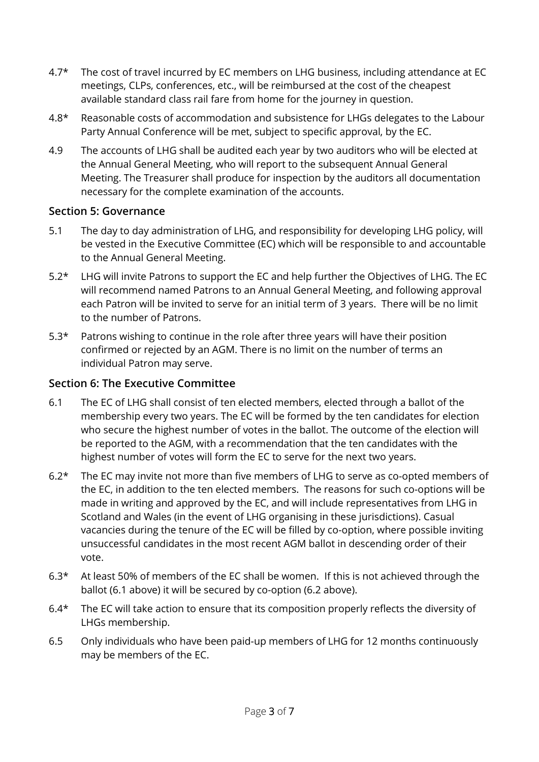4.7* The cost of travel incurred by EC members on LHG business, including attendance at EC meetings, CLPs, conferences, etc., will be reimbursed at the cost of the cheapest available standard class rail fare from home for the journey in question.

4.8* Reasonable costs of accommodation and subsistence for LHGs delegates to the Labour Party Annual Conference will be met, subject to specific approval, by the EC.

4.9 The accounts of LHG shall be audited each year by two auditors who will be elected at the Annual General Meeting, who will report to the subsequent Annual General Meeting. The Treasurer shall produce for inspection by the auditors all documentation necessary for the complete examination of the accounts.

### Section 5: Governance

5.1 The day to day administration of LHG, and responsibility for developing LHG policy, will be vested in the Executive Committee (EC) which will be responsible to and accountable to the Annual General Meeting.

5.2* LHG will invite Patrons to support the EC and help further the Objectives of LHG. The EC will recommend named Patrons to an Annual General Meeting, and following approval each Patron will be invited to serve for an initial term of 3 years. There will be no limit to the number of Patrons.

5.3* Patrons wishing to continue in the role after three years will have their position confirmed or rejected by an AGM. There is no limit on the number of terms an individual Patron may serve.

### Section 6: The Executive Committee

6.1 The EC of LHG shall consist of ten elected members, elected through a ballot of the membership every two years. The EC will be formed by the ten candidates for election who secure the highest number of votes in the ballot. The outcome of the election will be reported to the AGM, with a recommendation that the ten candidates with the highest number of votes will form the EC to serve for the next two years.

6.2* The EC may invite not more than five members of LHG to serve as co-opted members of the EC, in addition to the ten elected members. The reasons for such co-options will be made in writing and approved by the EC, and will include representatives from LHG in Scotland and Wales (in the event of LHG organising in these jurisdictions). Casual vacancies during the tenure of the EC will be filled by co-option, where possible inviting unsuccessful candidates in the most recent AGM ballot in descending order of their vote.

6.3* At least 50% of members of the EC shall be women. If this is not achieved through the ballot (6.1 above) it will be secured by co-option (6.2 above).

6.4* The EC will take action to ensure that its composition properly reflects the diversity of LHGs membership.

6.5 Only individuals who have been paid-up members of LHG for 12 months continuously may be members of the EC.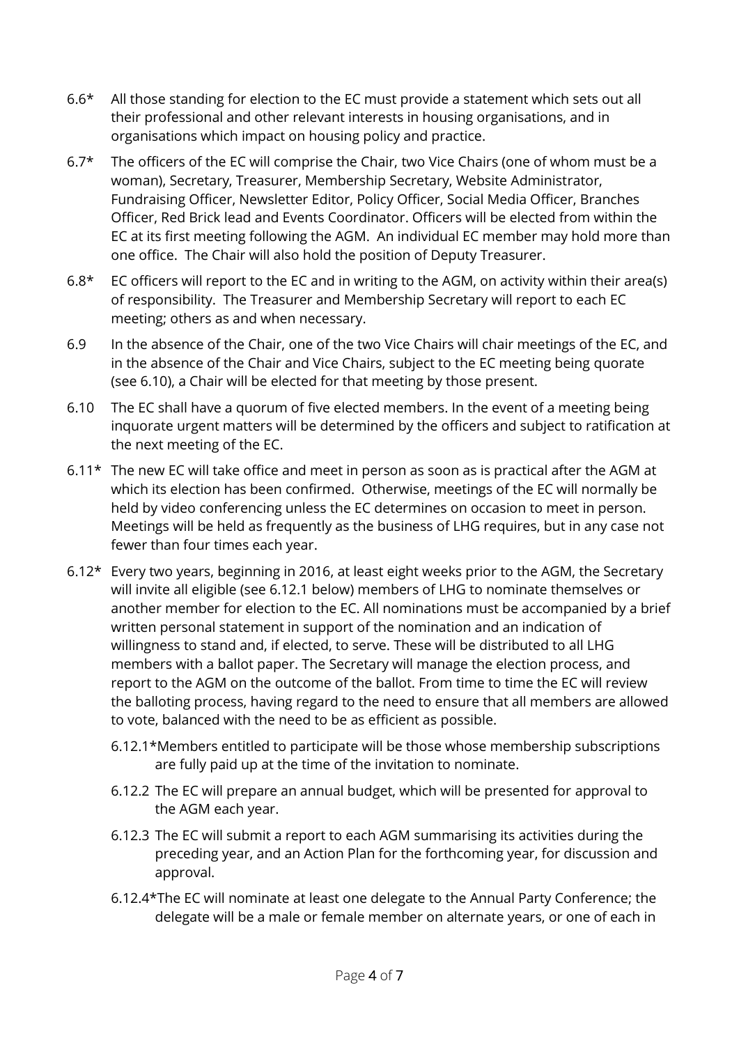6.6* All those standing for election to the EC must provide a statement which sets out all their professional and other relevant interests in housing organisations, and in organisations which impact on housing policy and practice.

6.7* The officers of the EC will comprise the Chair, two Vice Chairs (one of whom must be a woman), Secretary, Treasurer, Membership Secretary, Website Administrator, Fundraising Officer, Newsletter Editor, Policy Officer, Social Media Officer, Branches Officer, Red Brick lead and Events Coordinator. Officers will be elected from within the EC at its first meeting following the AGM. An individual EC member may hold more than one office. The Chair will also hold the position of Deputy Treasurer.

6.8* EC officers will report to the EC and in writing to the AGM, on activity within their area(s) of responsibility. The Treasurer and Membership Secretary will report to each EC meeting; others as and when necessary.

6.9 In the absence of the Chair, one of the two Vice Chairs will chair meetings of the EC, and in the absence of the Chair and Vice Chairs, subject to the EC meeting being quorate (see 6.10), a Chair will be elected for that meeting by those present.

6.10 The EC shall have a quorum of five elected members. In the event of a meeting being inquorate urgent matters will be determined by the officers and subject to ratification at the next meeting of the EC.

6.11* The new EC will take office and meet in person as soon as is practical after the AGM at which its election has been confirmed. Otherwise, meetings of the EC will normally be held by video conferencing unless the EC determines on occasion to meet in person. Meetings will be held as frequently as the business of LHG requires, but in any case not fewer than four times each year.

6.12* Every two years, beginning in 2016, at least eight weeks prior to the AGM, the Secretary will invite all eligible (see 6.12.1 below) members of LHG to nominate themselves or another member for election to the EC. All nominations must be accompanied by a brief written personal statement in support of the nomination and an indication of willingness to stand and, if elected, to serve. These will be distributed to all LHG members with a ballot paper. The Secretary will manage the election process, and report to the AGM on the outcome of the ballot. From time to time the EC will review the balloting process, having regard to the need to ensure that all members are allowed to vote, balanced with the need to be as efficient as possible.

6.12.1* Members entitled to participate will be those whose membership subscriptions are fully paid up at the time of the invitation to nominate.

6.12.2 The EC will prepare an annual budget, which will be presented for approval to the AGM each year.

6.12.3 The EC will submit a report to each AGM summarising its activities during the preceding year, and an Action Plan for the forthcoming year, for discussion and approval.

6.12.4* The EC will nominate at least one delegate to the Annual Party Conference; the delegate will be a male or female member on alternate years, or one of each in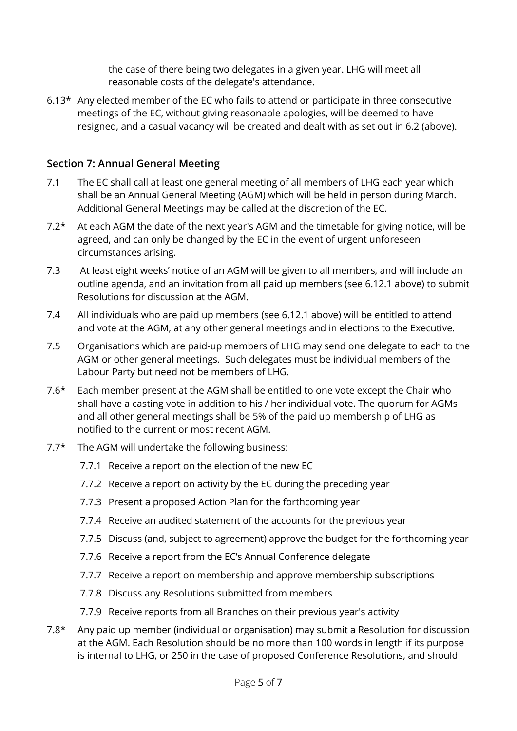the case of there being two delegates in a given year. LHG will meet all reasonable costs of the delegate's attendance.

6.13* Any elected member of the EC who fails to attend or participate in three consecutive meetings of the EC, without giving reasonable apologies, will be deemed to have resigned, and a casual vacancy will be created and dealt with as set out in 6.2 (above).

## Section 7: Annual General Meeting

7.1 The EC shall call at least one general meeting of all members of LHG each year which shall be an Annual General Meeting (AGM) which will be held in person during March. Additional General Meetings may be called at the discretion of the EC.

7.2* At each AGM the date of the next year's AGM and the timetable for giving notice, will be agreed, and can only be changed by the EC in the event of urgent unforeseen circumstances arising.

7.3 At least eight weeks' notice of an AGM will be given to all members, and will include an outline agenda, and an invitation from all paid up members (see 6.12.1 above) to submit Resolutions for discussion at the AGM.

7.4 All individuals who are paid up members (see 6.12.1 above) will be entitled to attend and vote at the AGM, at any other general meetings and in elections to the Executive.

7.5 Organisations which are paid-up members of LHG may send one delegate to each to the AGM or other general meetings. Such delegates must be individual members of the Labour Party but need not be members of LHG.

7.6* Each member present at the AGM shall be entitled to one vote except the Chair who shall have a casting vote in addition to his / her individual vote. The quorum for AGMs and all other general meetings shall be 5% of the paid up membership of LHG as notified to the current or most recent AGM.

7.7* The AGM will undertake the following business:

7.7.1 Receive a report on the election of the new EC

7.7.2 Receive a report on activity by the EC during the preceding year

7.7.3 Present a proposed Action Plan for the forthcoming year

7.7.4 Receive an audited statement of the accounts for the previous year

7.7.5 Discuss (and, subject to agreement) approve the budget for the forthcoming year

7.7.6 Receive a report from the EC's Annual Conference delegate

7.7.7 Receive a report on membership and approve membership subscriptions

7.7.8 Discuss any Resolutions submitted from members

7.7.9 Receive reports from all Branches on their previous year's activity

7.8* Any paid up member (individual or organisation) may submit a Resolution for discussion at the AGM. Each Resolution should be no more than 100 words in length if its purpose is internal to LHG, or 250 in the case of proposed Conference Resolutions, and should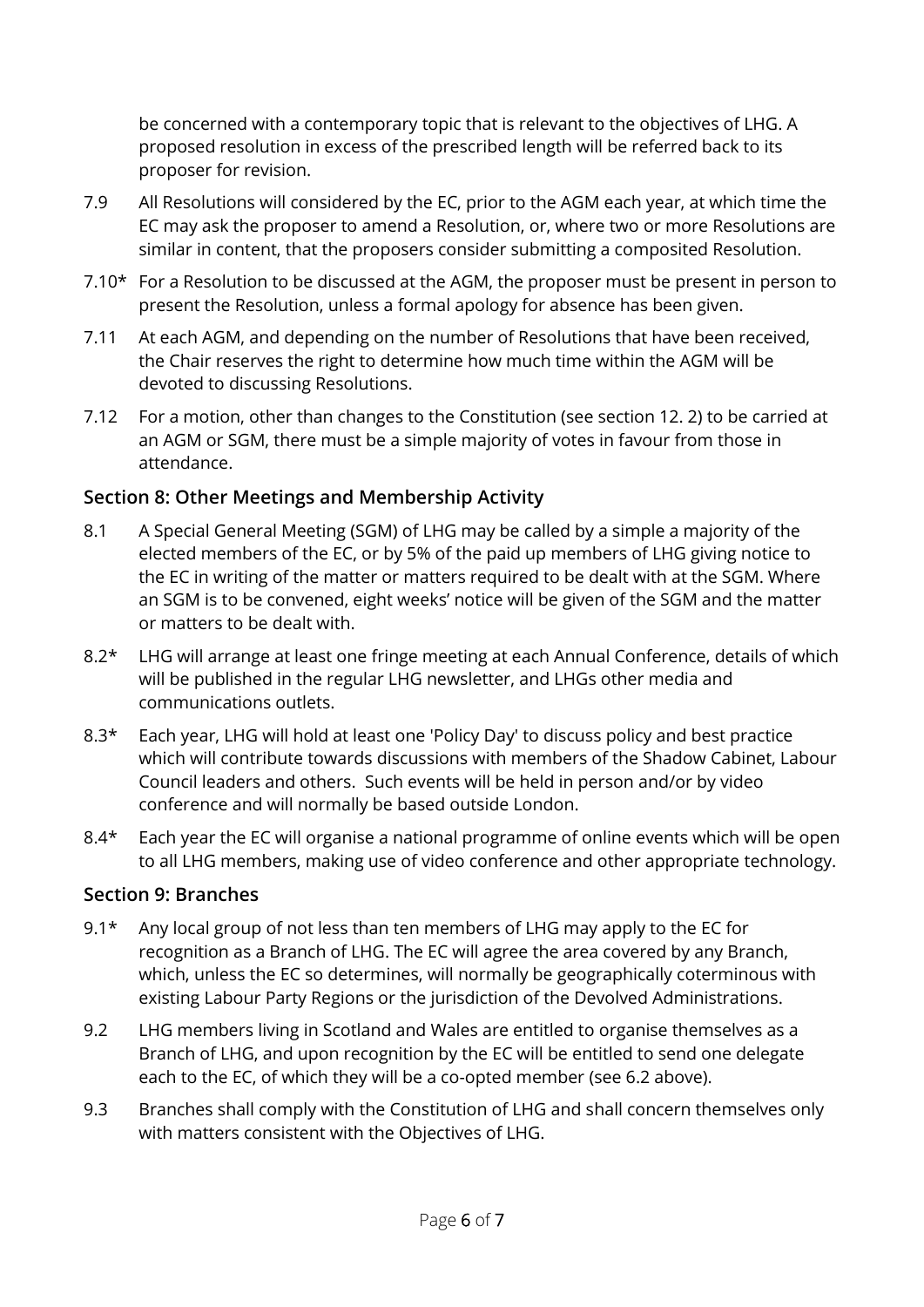be concerned with a contemporary topic that is relevant to the objectives of LHG. A proposed resolution in excess of the prescribed length will be referred back to its proposer for revision.

7.9 All Resolutions will considered by the EC, prior to the AGM each year, at which time the EC may ask the proposer to amend a Resolution, or, where two or more Resolutions are similar in content, that the proposers consider submitting a composited Resolution.

7.10* For a Resolution to be discussed at the AGM, the proposer must be present in person to present the Resolution, unless a formal apology for absence has been given.

7.11 At each AGM, and depending on the number of Resolutions that have been received, the Chair reserves the right to determine how much time within the AGM will be devoted to discussing Resolutions.

7.12 For a motion, other than changes to the Constitution (see section 12. 2) to be carried at an AGM or SGM, there must be a simple majority of votes in favour from those in attendance.

### Section 8: Other Meetings and Membership Activity

8.1 A Special General Meeting (SGM) of LHG may be called by a simple a majority of the elected members of the EC, or by 5% of the paid up members of LHG giving notice to the EC in writing of the matter or matters required to be dealt with at the SGM. Where an SGM is to be convened, eight weeks' notice will be given of the SGM and the matter or matters to be dealt with.

8.2* LHG will arrange at least one fringe meeting at each Annual Conference, details of which will be published in the regular LHG newsletter, and LHGs other media and communications outlets.

8.3* Each year, LHG will hold at least one 'Policy Day' to discuss policy and best practice which will contribute towards discussions with members of the Shadow Cabinet, Labour Council leaders and others. Such events will be held in person and/or by video conference and will normally be based outside London.

8.4* Each year the EC will organise a national programme of online events which will be open to all LHG members, making use of video conference and other appropriate technology.

### Section 9: Branches

9.1* Any local group of not less than ten members of LHG may apply to the EC for recognition as a Branch of LHG. The EC will agree the area covered by any Branch, which, unless the EC so determines, will normally be geographically coterminous with existing Labour Party Regions or the jurisdiction of the Devolved Administrations.

9.2 LHG members living in Scotland and Wales are entitled to organise themselves as a Branch of LHG, and upon recognition by the EC will be entitled to send one delegate each to the EC, of which they will be a co-opted member (see 6.2 above).

9.3 Branches shall comply with the Constitution of LHG and shall concern themselves only with matters consistent with the Objectives of LHG.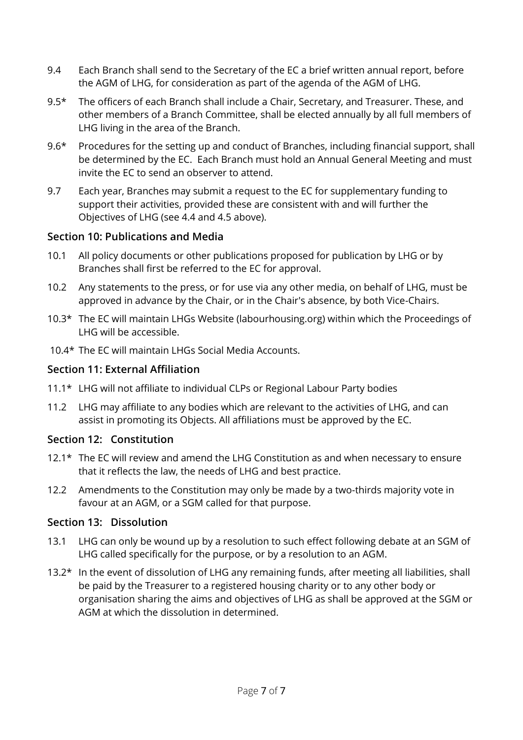9.4 Each Branch shall send to the Secretary of the EC a brief written annual report, before the AGM of LHG, for consideration as part of the agenda of the AGM of LHG.

9.5* The officers of each Branch shall include a Chair, Secretary, and Treasurer. These, and other members of a Branch Committee, shall be elected annually by all full members of LHG living in the area of the Branch.

9.6* Procedures for the setting up and conduct of Branches, including financial support, shall be determined by the EC. Each Branch must hold an Annual General Meeting and must invite the EC to send an observer to attend.

9.7 Each year, Branches may submit a request to the EC for supplementary funding to support their activities, provided these are consistent with and will further the Objectives of LHG (see 4.4 and 4.5 above).

### Section 10: Publications and Media

10.1 All policy documents or other publications proposed for publication by LHG or by Branches shall first be referred to the EC for approval.

10.2 Any statements to the press, or for use via any other media, on behalf of LHG, must be approved in advance by the Chair, or in the Chair's absence, by both Vice-Chairs.

10.3* The EC will maintain LHGs Website (labourhousing.org) within which the Proceedings of LHG will be accessible.

10.4* The EC will maintain LHGs Social Media Accounts.

### Section 11: External Affiliation

11.1* LHG will not affiliate to individual CLPs or Regional Labour Party bodies

11.2 LHG may affiliate to any bodies which are relevant to the activities of LHG, and can assist in promoting its Objects. All affiliations must be approved by the EC.

### Section 12: Constitution

12.1* The EC will review and amend the LHG Constitution as and when necessary to ensure that it reflects the law, the needs of LHG and best practice.

12.2 Amendments to the Constitution may only be made by a two-thirds majority vote in favour at an AGM, or a SGM called for that purpose.

### Section 13: Dissolution

13.1 LHG can only be wound up by a resolution to such effect following debate at an SGM of LHG called specifically for the purpose, or by a resolution to an AGM.

13.2* In the event of dissolution of LHG any remaining funds, after meeting all liabilities, shall be paid by the Treasurer to a registered housing charity or to any other body or organisation sharing the aims and objectives of LHG as shall be approved at the SGM or AGM at which the dissolution in determined.